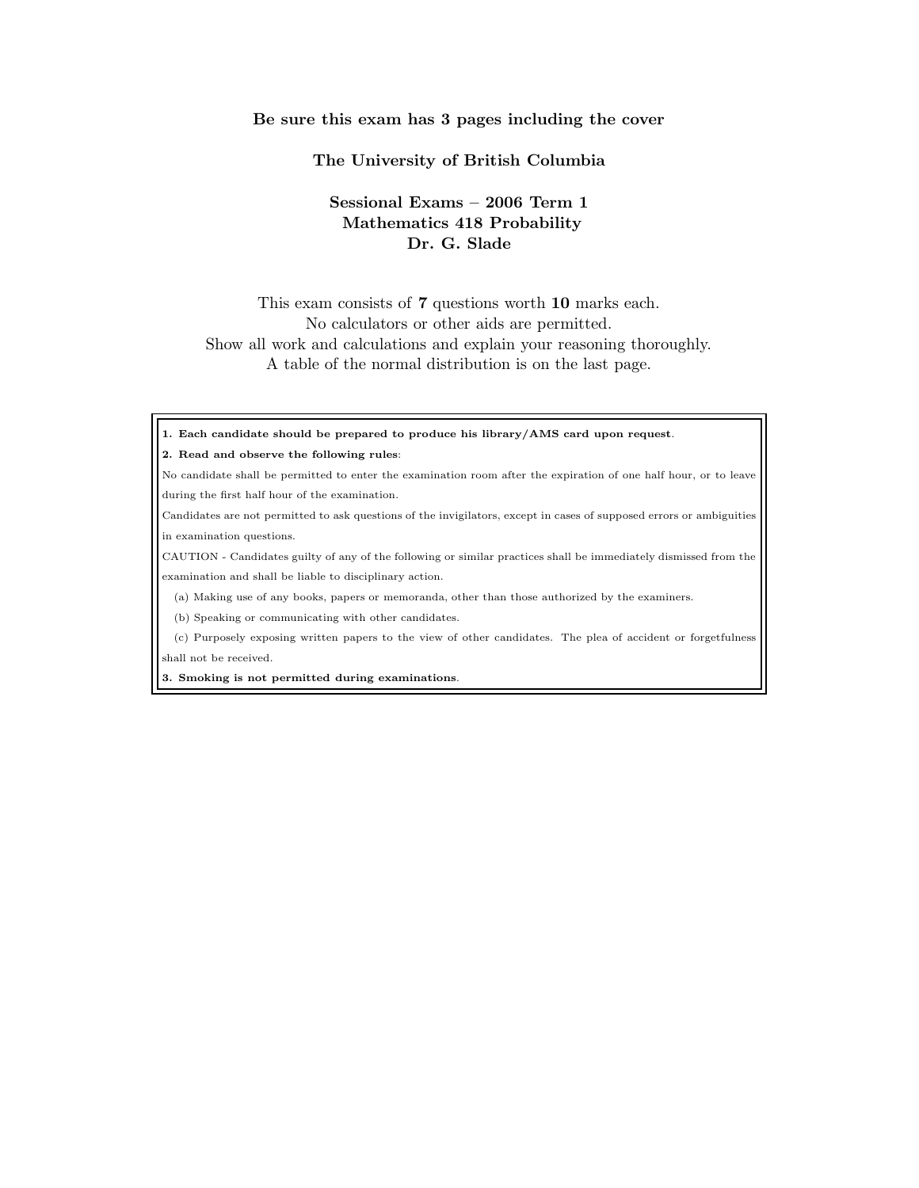**Be sure this exam has 3 pages including the cover**

**The University of British Columbia**

**Sessional Exams – 2006 Term 1**
**Mathematics 418 Probability**
**Dr. G. Slade**

This exam consists of **7** questions worth **10** marks each.
No calculators or other aids are permitted.
Show all work and calculations and explain your reasoning thoroughly.
A table of the normal distribution is on the last page.

---

**1. Each candidate should be prepared to produce his library/AMS card upon request**.

**2. Read and observe the following rules**:

No candidate shall be permitted to enter the examination room after the expiration of one half hour, or to leave during the first half hour of the examination.

Candidates are not permitted to ask questions of the invigilators, except in cases of supposed errors or ambiguities in examination questions.

CAUTION - Candidates guilty of any of the following or similar practices shall be immediately dismissed from the examination and shall be liable to disciplinary action.

(a) Making use of any books, papers or memoranda, other than those authorized by the examiners.

(b) Speaking or communicating with other candidates.

(c) Purposely exposing written papers to the view of other candidates. The plea of accident or forgetfulness shall not be received.

**3. Smoking is not permitted during examinations**.

---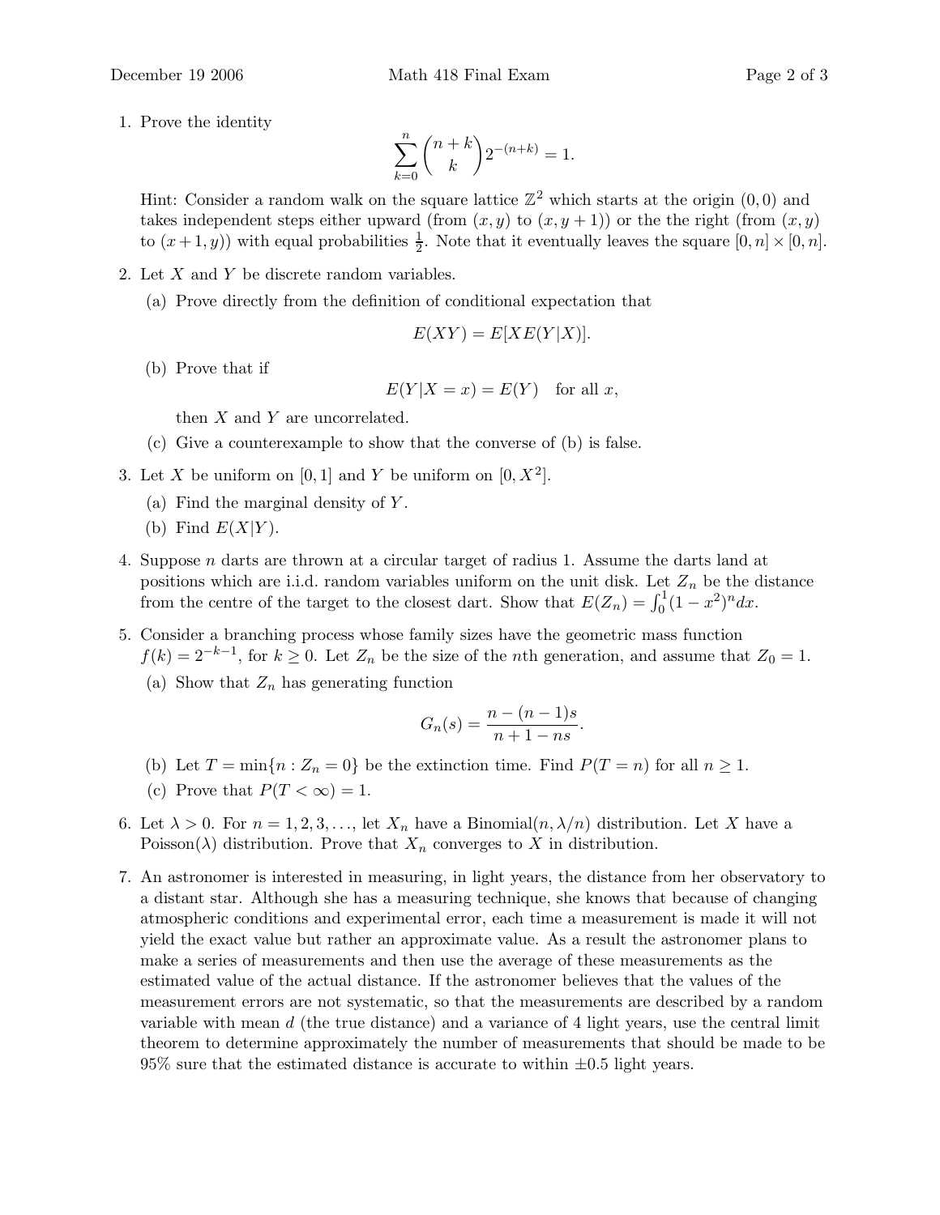1. Prove the identity

$$\sum_{k=0}^{n} \binom{n+k}{k} 2^{-(n+k)} = 1.$$

   Hint: Consider a random walk on the square lattice $\mathbb{Z}^2$ which starts at the origin $(0,0)$ and takes independent steps either upward (from $(x, y)$ to $(x, y+1)$) or the right (from $(x, y)$ to $(x+1, y)$) with equal probabilities $\frac{1}{2}$. Note that it eventually leaves the square $[0, n] \times [0, n]$.

2. Let $X$ and $Y$ be discrete random variables.

   (a) Prove directly from the definition of conditional expectation that

$$E(XY) = E[XE(Y|X)].$$

   (b) Prove that if

$$E(Y|X = x) = E(Y) \quad \text{for all } x,$$

   then $X$ and $Y$ are uncorrelated.

   (c) Give a counterexample to show that the converse of (b) is false.

3. Let $X$ be uniform on $[0, 1]$ and $Y$ be uniform on $[0, X^2]$.

   (a) Find the marginal density of $Y$.

   (b) Find $E(X|Y)$.

4. Suppose $n$ darts are thrown at a circular target of radius 1. Assume the darts land at positions which are i.i.d. random variables uniform on the unit disk. Let $Z_n$ be the distance from the centre of the target to the closest dart. Show that $E(Z_n) = \int_0^1 (1 - x^2)^n dx$.

5. Consider a branching process whose family sizes have the geometric mass function $f(k) = 2^{-k-1}$, for $k \geq 0$. Let $Z_n$ be the size of the $n$th generation, and assume that $Z_0 = 1$.

   (a) Show that $Z_n$ has generating function

$$G_n(s) = \frac{n - (n-1)s}{n + 1 - ns}.$$

   (b) Let $T = \min\{n : Z_n = 0\}$ be the extinction time. Find $P(T = n)$ for all $n \geq 1$.

   (c) Prove that $P(T < \infty) = 1$.

6. Let $\lambda > 0$. For $n = 1, 2, 3, \ldots$, let $X_n$ have a Binomial$(n, \lambda/n)$ distribution. Let $X$ have a Poisson$(\lambda)$ distribution. Prove that $X_n$ converges to $X$ in distribution.

7. An astronomer is interested in measuring, in light years, the distance from her observatory to a distant star. Although she has a measuring technique, she knows that because of changing atmospheric conditions and experimental error, each time a measurement is made it will not yield the exact value but rather an approximate value. As a result the astronomer plans to make a series of measurements and then use the average of these measurements as the estimated value of the actual distance. If the astronomer believes that the values of the measurement errors are not systematic, so that the measurements are described by a random variable with mean $d$ (the true distance) and a variance of 4 light years, use the central limit theorem to determine approximately the number of measurements that should be made to be 95% sure that the estimated distance is accurate to within $\pm 0.5$ light years.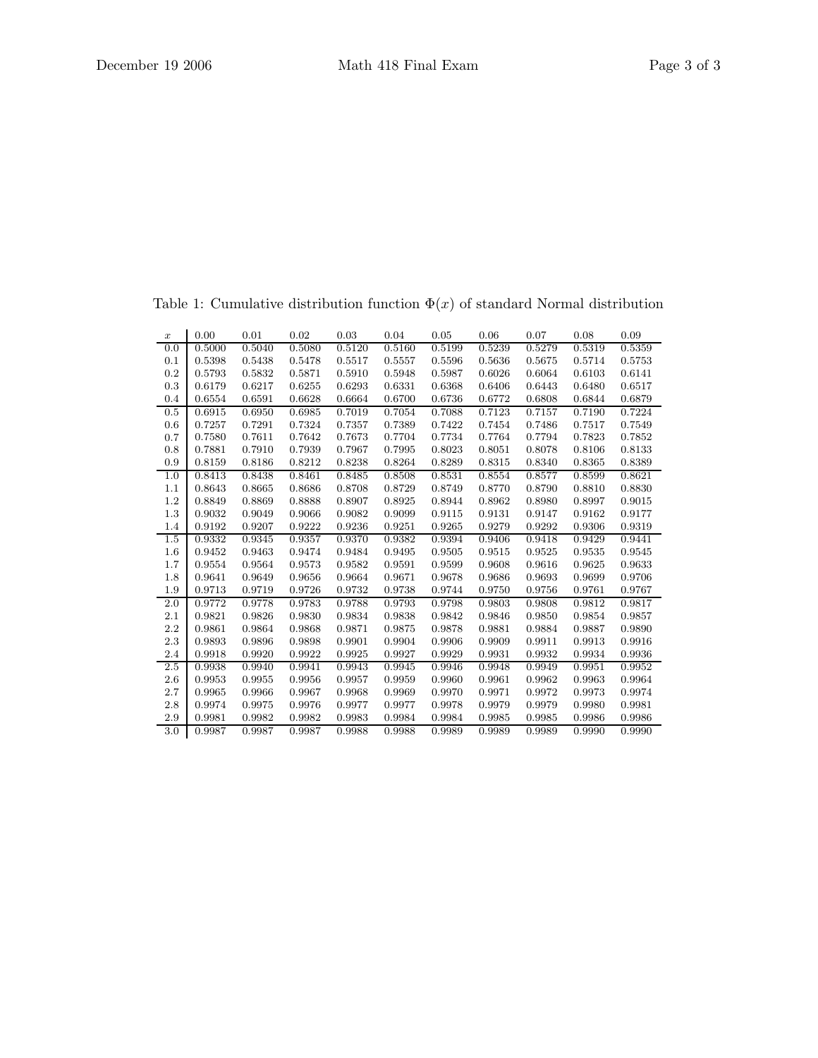Table 1: Cumulative distribution function $\Phi(x)$ of standard Normal distribution

| $x$ | 0.00 | 0.01 | 0.02 | 0.03 | 0.04 | 0.05 | 0.06 | 0.07 | 0.08 | 0.09 |
|---|---|---|---|---|---|---|---|---|---|---|
| 0.0 | 0.5000 | 0.5040 | 0.5080 | 0.5120 | 0.5160 | 0.5199 | 0.5239 | 0.5279 | 0.5319 | 0.5359 |
| 0.1 | 0.5398 | 0.5438 | 0.5478 | 0.5517 | 0.5557 | 0.5596 | 0.5636 | 0.5675 | 0.5714 | 0.5753 |
| 0.2 | 0.5793 | 0.5832 | 0.5871 | 0.5910 | 0.5948 | 0.5987 | 0.6026 | 0.6064 | 0.6103 | 0.6141 |
| 0.3 | 0.6179 | 0.6217 | 0.6255 | 0.6293 | 0.6331 | 0.6368 | 0.6406 | 0.6443 | 0.6480 | 0.6517 |
| 0.4 | 0.6554 | 0.6591 | 0.6628 | 0.6664 | 0.6700 | 0.6736 | 0.6772 | 0.6808 | 0.6844 | 0.6879 |
| 0.5 | 0.6915 | 0.6950 | 0.6985 | 0.7019 | 0.7054 | 0.7088 | 0.7123 | 0.7157 | 0.7190 | 0.7224 |
| 0.6 | 0.7257 | 0.7291 | 0.7324 | 0.7357 | 0.7389 | 0.7422 | 0.7454 | 0.7486 | 0.7517 | 0.7549 |
| 0.7 | 0.7580 | 0.7611 | 0.7642 | 0.7673 | 0.7704 | 0.7734 | 0.7764 | 0.7794 | 0.7823 | 0.7852 |
| 0.8 | 0.7881 | 0.7910 | 0.7939 | 0.7967 | 0.7995 | 0.8023 | 0.8051 | 0.8078 | 0.8106 | 0.8133 |
| 0.9 | 0.8159 | 0.8186 | 0.8212 | 0.8238 | 0.8264 | 0.8289 | 0.8315 | 0.8340 | 0.8365 | 0.8389 |
| 1.0 | 0.8413 | 0.8438 | 0.8461 | 0.8485 | 0.8508 | 0.8531 | 0.8554 | 0.8577 | 0.8599 | 0.8621 |
| 1.1 | 0.8643 | 0.8665 | 0.8686 | 0.8708 | 0.8729 | 0.8749 | 0.8770 | 0.8790 | 0.8810 | 0.8830 |
| 1.2 | 0.8849 | 0.8869 | 0.8888 | 0.8907 | 0.8925 | 0.8944 | 0.8962 | 0.8980 | 0.8997 | 0.9015 |
| 1.3 | 0.9032 | 0.9049 | 0.9066 | 0.9082 | 0.9099 | 0.9115 | 0.9131 | 0.9147 | 0.9162 | 0.9177 |
| 1.4 | 0.9192 | 0.9207 | 0.9222 | 0.9236 | 0.9251 | 0.9265 | 0.9279 | 0.9292 | 0.9306 | 0.9319 |
| 1.5 | 0.9332 | 0.9345 | 0.9357 | 0.9370 | 0.9382 | 0.9394 | 0.9406 | 0.9418 | 0.9429 | 0.9441 |
| 1.6 | 0.9452 | 0.9463 | 0.9474 | 0.9484 | 0.9495 | 0.9505 | 0.9515 | 0.9525 | 0.9535 | 0.9545 |
| 1.7 | 0.9554 | 0.9564 | 0.9573 | 0.9582 | 0.9591 | 0.9599 | 0.9608 | 0.9616 | 0.9625 | 0.9633 |
| 1.8 | 0.9641 | 0.9649 | 0.9656 | 0.9664 | 0.9671 | 0.9678 | 0.9686 | 0.9693 | 0.9699 | 0.9706 |
| 1.9 | 0.9713 | 0.9719 | 0.9726 | 0.9732 | 0.9738 | 0.9744 | 0.9750 | 0.9756 | 0.9761 | 0.9767 |
| 2.0 | 0.9772 | 0.9778 | 0.9783 | 0.9788 | 0.9793 | 0.9798 | 0.9803 | 0.9808 | 0.9812 | 0.9817 |
| 2.1 | 0.9821 | 0.9826 | 0.9830 | 0.9834 | 0.9838 | 0.9842 | 0.9846 | 0.9850 | 0.9854 | 0.9857 |
| 2.2 | 0.9861 | 0.9864 | 0.9868 | 0.9871 | 0.9875 | 0.9878 | 0.9881 | 0.9884 | 0.9887 | 0.9890 |
| 2.3 | 0.9893 | 0.9896 | 0.9898 | 0.9901 | 0.9904 | 0.9906 | 0.9909 | 0.9911 | 0.9913 | 0.9916 |
| 2.4 | 0.9918 | 0.9920 | 0.9922 | 0.9925 | 0.9927 | 0.9929 | 0.9931 | 0.9932 | 0.9934 | 0.9936 |
| 2.5 | 0.9938 | 0.9940 | 0.9941 | 0.9943 | 0.9945 | 0.9946 | 0.9948 | 0.9949 | 0.9951 | 0.9952 |
| 2.6 | 0.9953 | 0.9955 | 0.9956 | 0.9957 | 0.9959 | 0.9960 | 0.9961 | 0.9962 | 0.9963 | 0.9964 |
| 2.7 | 0.9965 | 0.9966 | 0.9967 | 0.9968 | 0.9969 | 0.9970 | 0.9971 | 0.9972 | 0.9973 | 0.9974 |
| 2.8 | 0.9974 | 0.9975 | 0.9976 | 0.9977 | 0.9977 | 0.9978 | 0.9979 | 0.9979 | 0.9980 | 0.9981 |
| 2.9 | 0.9981 | 0.9982 | 0.9982 | 0.9983 | 0.9984 | 0.9984 | 0.9985 | 0.9985 | 0.9986 | 0.9986 |
| 3.0 | 0.9987 | 0.9987 | 0.9987 | 0.9988 | 0.9988 | 0.9989 | 0.9989 | 0.9989 | 0.9990 | 0.9990 |